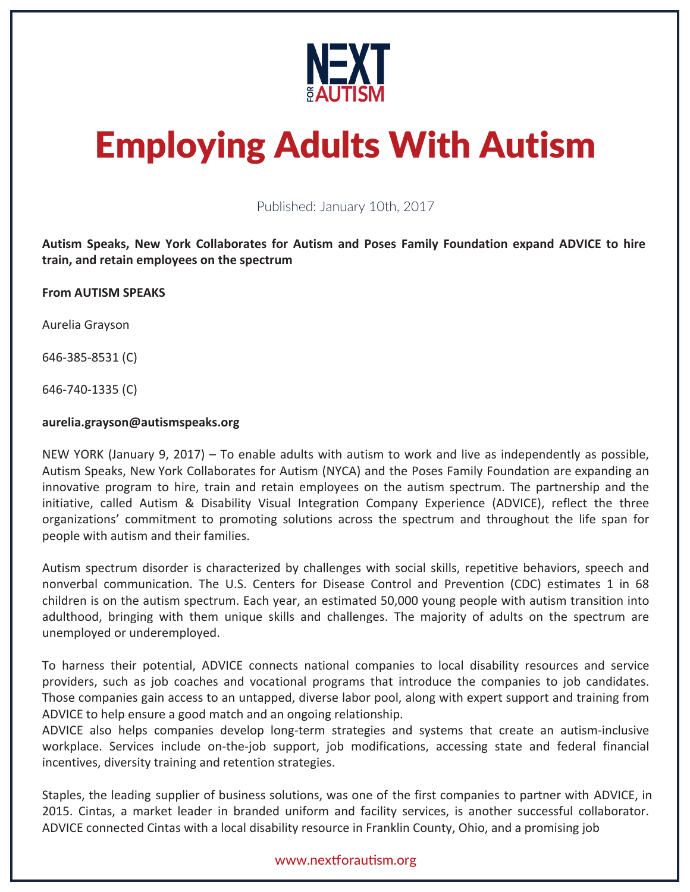NEXT FOR AUTISM

# Employing Adults With Autism

Published: January 10th, 2017

**Autism Speaks, New York Collaborates for Autism and Poses Family Foundation expand ADVICE to hire train, and retain employees on the spectrum**

**From AUTISM SPEAKS**

Aurelia Grayson

646-385-8531 (C)

646-740-1335 (C)

**aurelia.grayson@autismspeaks.org**

NEW YORK (January 9, 2017) – To enable adults with autism to work and live as independently as possible, Autism Speaks, New York Collaborates for Autism (NYCA) and the Poses Family Foundation are expanding an innovative program to hire, train and retain employees on the autism spectrum. The partnership and the initiative, called Autism & Disability Visual Integration Company Experience (ADVICE), reflect the three organizations' commitment to promoting solutions across the spectrum and throughout the life span for people with autism and their families.

Autism spectrum disorder is characterized by challenges with social skills, repetitive behaviors, speech and nonverbal communication. The U.S. Centers for Disease Control and Prevention (CDC) estimates 1 in 68 children is on the autism spectrum. Each year, an estimated 50,000 young people with autism transition into adulthood, bringing with them unique skills and challenges. The majority of adults on the spectrum are unemployed or underemployed.

To harness their potential, ADVICE connects national companies to local disability resources and service providers, such as job coaches and vocational programs that introduce the companies to job candidates. Those companies gain access to an untapped, diverse labor pool, along with expert support and training from ADVICE to help ensure a good match and an ongoing relationship.
ADVICE also helps companies develop long-term strategies and systems that create an autism-inclusive workplace. Services include on-the-job support, job modifications, accessing state and federal financial incentives, diversity training and retention strategies.

Staples, the leading supplier of business solutions, was one of the first companies to partner with ADVICE, in 2015. Cintas, a market leader in branded uniform and facility services, is another successful collaborator. ADVICE connected Cintas with a local disability resource in Franklin County, Ohio, and a promising job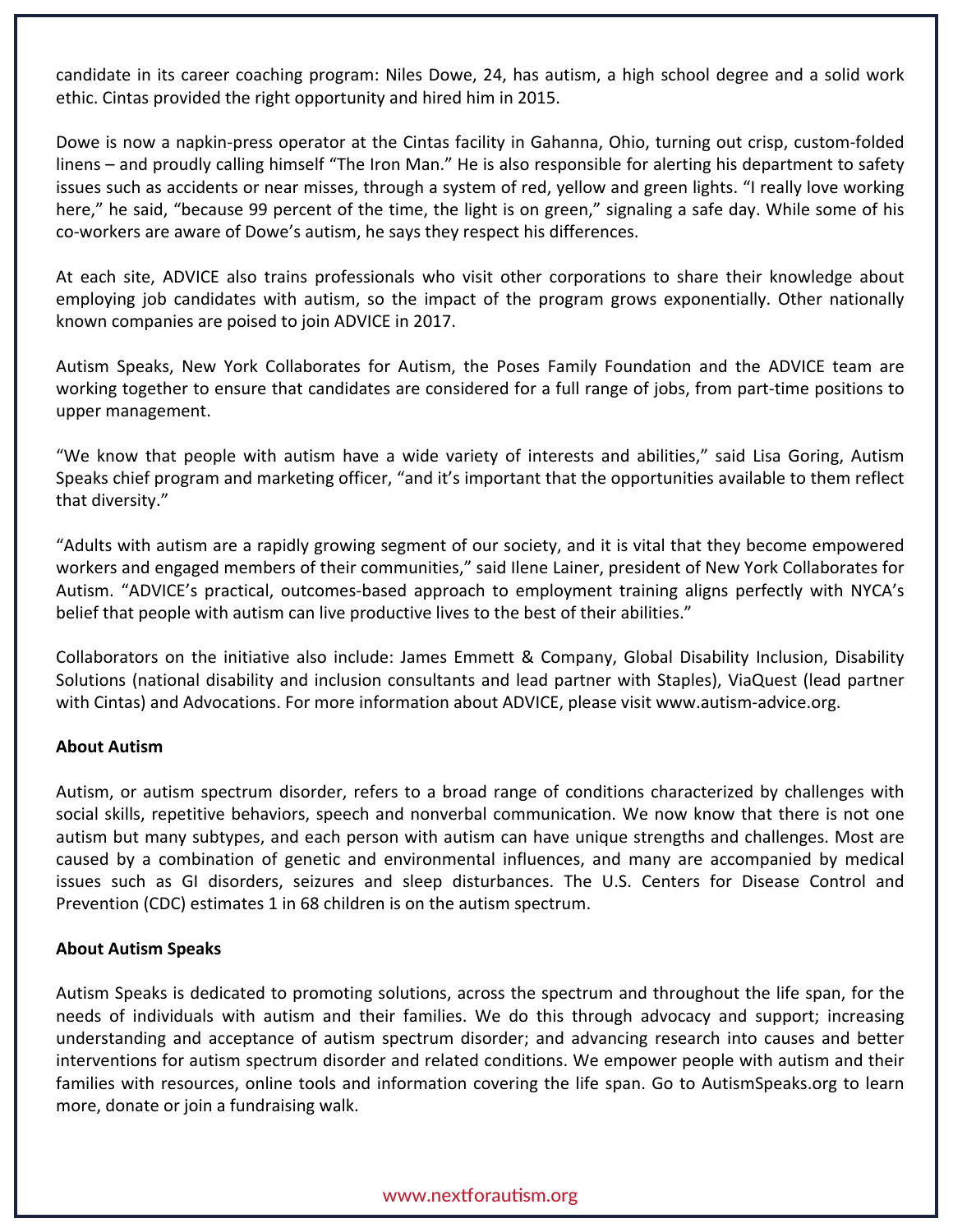candidate in its career coaching program: Niles Dowe, 24, has autism, a high school degree and a solid work ethic. Cintas provided the right opportunity and hired him in 2015.

Dowe is now a napkin-press operator at the Cintas facility in Gahanna, Ohio, turning out crisp, custom-folded linens – and proudly calling himself "The Iron Man." He is also responsible for alerting his department to safety issues such as accidents or near misses, through a system of red, yellow and green lights. "I really love working here," he said, "because 99 percent of the time, the light is on green," signaling a safe day. While some of his co-workers are aware of Dowe's autism, he says they respect his differences.

At each site, ADVICE also trains professionals who visit other corporations to share their knowledge about employing job candidates with autism, so the impact of the program grows exponentially. Other nationally known companies are poised to join ADVICE in 2017.

Autism Speaks, New York Collaborates for Autism, the Poses Family Foundation and the ADVICE team are working together to ensure that candidates are considered for a full range of jobs, from part-time positions to upper management.

"We know that people with autism have a wide variety of interests and abilities," said Lisa Goring, Autism Speaks chief program and marketing officer, "and it's important that the opportunities available to them reflect that diversity."

"Adults with autism are a rapidly growing segment of our society, and it is vital that they become empowered workers and engaged members of their communities," said Ilene Lainer, president of New York Collaborates for Autism. "ADVICE's practical, outcomes-based approach to employment training aligns perfectly with NYCA's belief that people with autism can live productive lives to the best of their abilities."

Collaborators on the initiative also include: James Emmett & Company, Global Disability Inclusion, Disability Solutions (national disability and inclusion consultants and lead partner with Staples), ViaQuest (lead partner with Cintas) and Advocations. For more information about ADVICE, please visit www.autism-advice.org.

**About Autism**

Autism, or autism spectrum disorder, refers to a broad range of conditions characterized by challenges with social skills, repetitive behaviors, speech and nonverbal communication. We now know that there is not one autism but many subtypes, and each person with autism can have unique strengths and challenges. Most are caused by a combination of genetic and environmental influences, and many are accompanied by medical issues such as GI disorders, seizures and sleep disturbances. The U.S. Centers for Disease Control and Prevention (CDC) estimates 1 in 68 children is on the autism spectrum.

**About Autism Speaks**

Autism Speaks is dedicated to promoting solutions, across the spectrum and throughout the life span, for the needs of individuals with autism and their families. We do this through advocacy and support; increasing understanding and acceptance of autism spectrum disorder; and advancing research into causes and better interventions for autism spectrum disorder and related conditions. We empower people with autism and their families with resources, online tools and information covering the life span. Go to AutismSpeaks.org to learn more, donate or join a fundraising walk.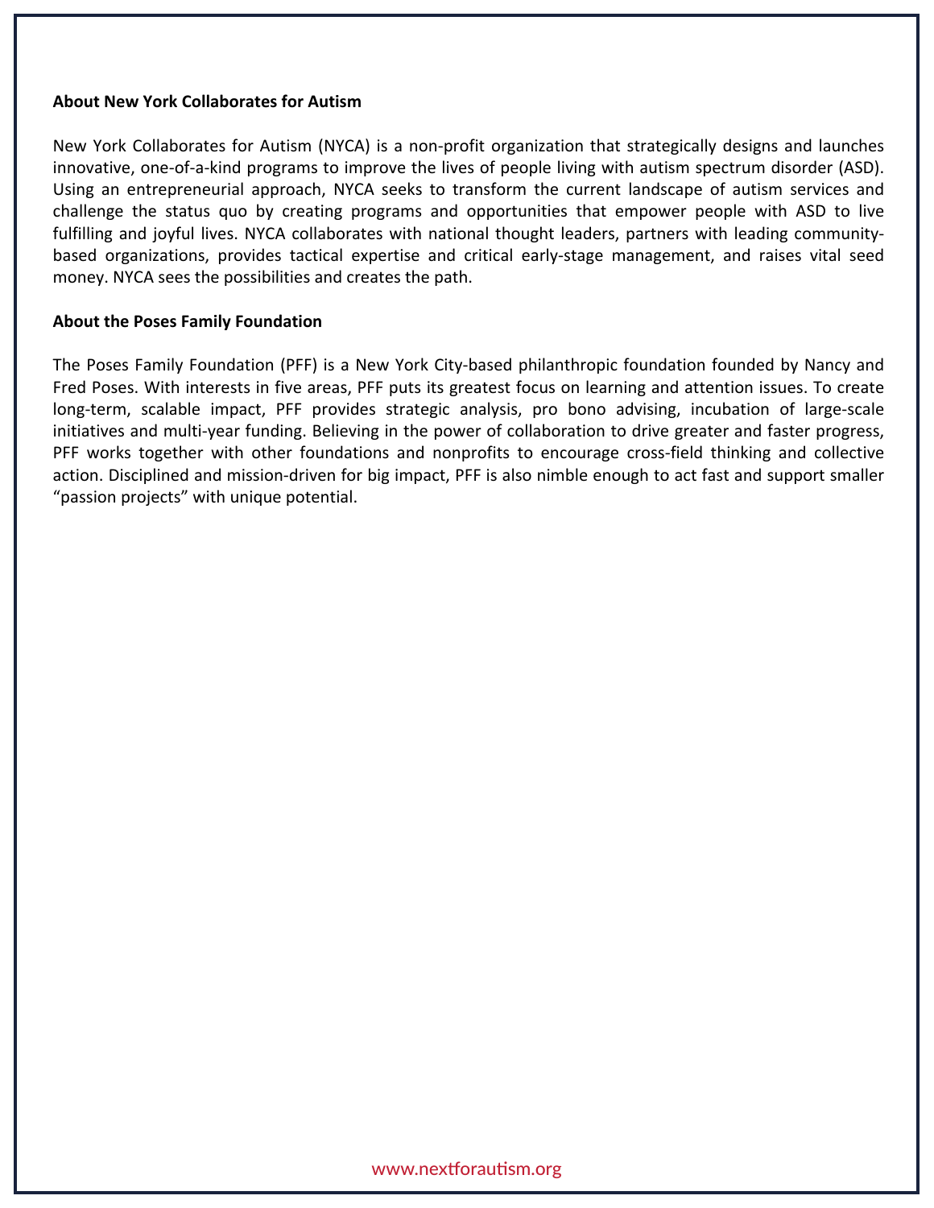**About New York Collaborates for Autism**

New York Collaborates for Autism (NYCA) is a non-profit organization that strategically designs and launches innovative, one-of-a-kind programs to improve the lives of people living with autism spectrum disorder (ASD). Using an entrepreneurial approach, NYCA seeks to transform the current landscape of autism services and challenge the status quo by creating programs and opportunities that empower people with ASD to live fulfilling and joyful lives. NYCA collaborates with national thought leaders, partners with leading community-based organizations, provides tactical expertise and critical early-stage management, and raises vital seed money. NYCA sees the possibilities and creates the path.

**About the Poses Family Foundation**

The Poses Family Foundation (PFF) is a New York City-based philanthropic foundation founded by Nancy and Fred Poses. With interests in five areas, PFF puts its greatest focus on learning and attention issues. To create long-term, scalable impact, PFF provides strategic analysis, pro bono advising, incubation of large-scale initiatives and multi-year funding. Believing in the power of collaboration to drive greater and faster progress, PFF works together with other foundations and nonprofits to encourage cross-field thinking and collective action. Disciplined and mission-driven for big impact, PFF is also nimble enough to act fast and support smaller "passion projects" with unique potential.

www.nextforautism.org